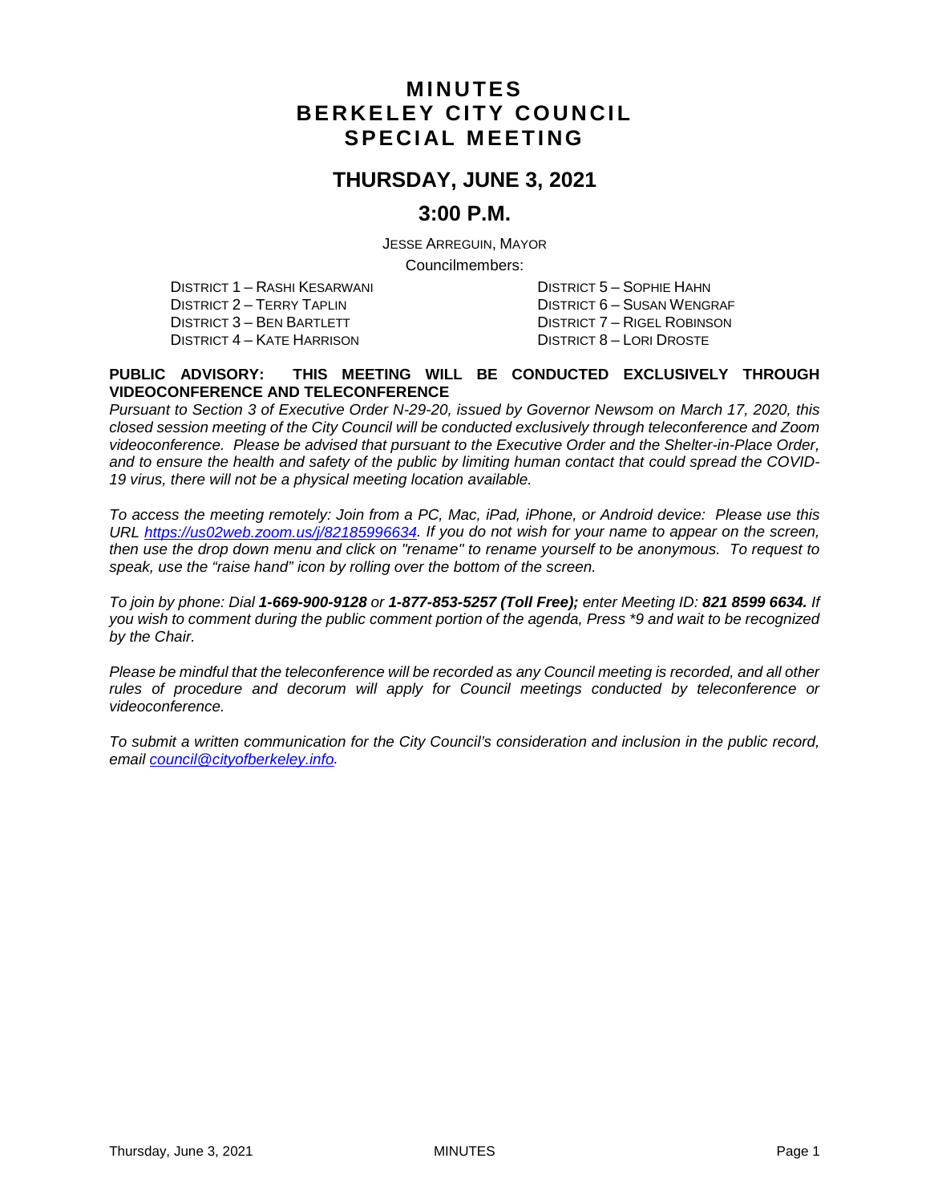# MINUTES
# BERKELEY CITY COUNCIL
# SPECIAL MEETING

## THURSDAY, JUNE 3, 2021

## 3:00 P.M.

JESSE ARREGUIN, MAYOR

Councilmembers:

DISTRICT 1 – RASHI KESARWANI
DISTRICT 2 – TERRY TAPLIN
DISTRICT 3 – BEN BARTLETT
DISTRICT 4 – KATE HARRISON
DISTRICT 5 – SOPHIE HAHN
DISTRICT 6 – SUSAN WENGRAF
DISTRICT 7 – RIGEL ROBINSON
DISTRICT 8 – LORI DROSTE

**PUBLIC ADVISORY: THIS MEETING WILL BE CONDUCTED EXCLUSIVELY THROUGH VIDEOCONFERENCE AND TELECONFERENCE**

*Pursuant to Section 3 of Executive Order N-29-20, issued by Governor Newsom on March 17, 2020, this closed session meeting of the City Council will be conducted exclusively through teleconference and Zoom videoconference. Please be advised that pursuant to the Executive Order and the Shelter-in-Place Order, and to ensure the health and safety of the public by limiting human contact that could spread the COVID-19 virus, there will not be a physical meeting location available.*

*To access the meeting remotely: Join from a PC, Mac, iPad, iPhone, or Android device: Please use this URL https://us02web.zoom.us/j/82185996634. If you do not wish for your name to appear on the screen, then use the drop down menu and click on "rename" to rename yourself to be anonymous. To request to speak, use the "raise hand" icon by rolling over the bottom of the screen.*

*To join by phone: Dial **1-669-900-9128** or **1-877-853-5257 (Toll Free);** enter Meeting ID: **821 8599 6634.** If you wish to comment during the public comment portion of the agenda, Press \*9 and wait to be recognized by the Chair.*

*Please be mindful that the teleconference will be recorded as any Council meeting is recorded, and all other rules of procedure and decorum will apply for Council meetings conducted by teleconference or videoconference.*

*To submit a written communication for the City Council's consideration and inclusion in the public record, email council@cityofberkeley.info.*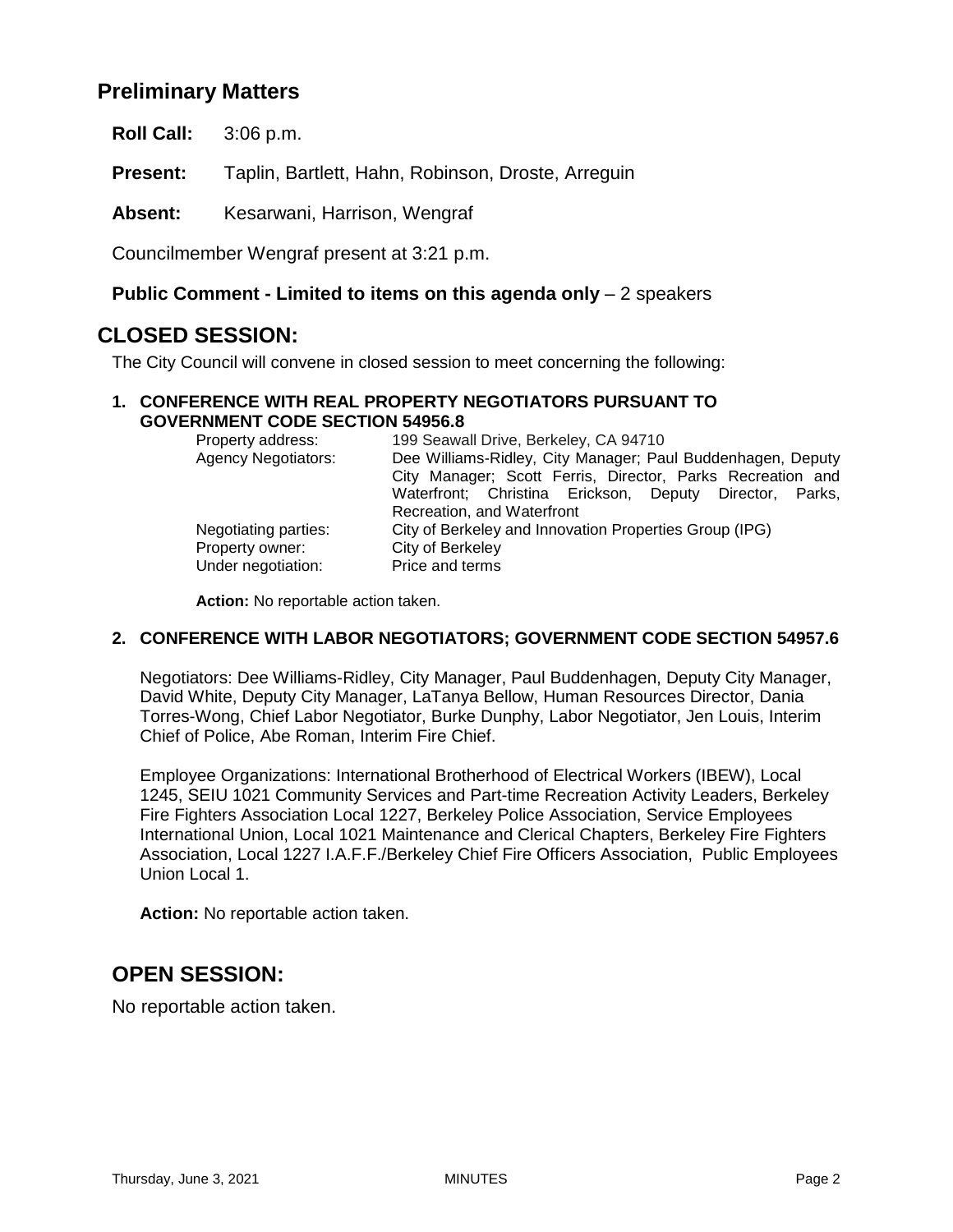## Preliminary Matters

**Roll Call:** 3:06 p.m.

**Present:** Taplin, Bartlett, Hahn, Robinson, Droste, Arreguin

**Absent:** Kesarwani, Harrison, Wengraf

Councilmember Wengraf present at 3:21 p.m.

**Public Comment - Limited to items on this agenda only** – 2 speakers

## CLOSED SESSION:

The City Council will convene in closed session to meet concerning the following:

**1. CONFERENCE WITH REAL PROPERTY NEGOTIATORS PURSUANT TO GOVERNMENT CODE SECTION 54956.8**

| | |
|---|---|
| Property address: | 199 Seawall Drive, Berkeley, CA 94710 |
| Agency Negotiators: | Dee Williams-Ridley, City Manager; Paul Buddenhagen, Deputy City Manager; Scott Ferris, Director, Parks Recreation and Waterfront; Christina Erickson, Deputy Director, Parks, Recreation, and Waterfront |
| Negotiating parties: | City of Berkeley and Innovation Properties Group (IPG) |
| Property owner: | City of Berkeley |
| Under negotiation: | Price and terms |

**Action:** No reportable action taken.

**2. CONFERENCE WITH LABOR NEGOTIATORS; GOVERNMENT CODE SECTION 54957.6**

Negotiators: Dee Williams-Ridley, City Manager, Paul Buddenhagen, Deputy City Manager, David White, Deputy City Manager, LaTanya Bellow, Human Resources Director, Dania Torres-Wong, Chief Labor Negotiator, Burke Dunphy, Labor Negotiator, Jen Louis, Interim Chief of Police, Abe Roman, Interim Fire Chief.

Employee Organizations: International Brotherhood of Electrical Workers (IBEW), Local 1245, SEIU 1021 Community Services and Part-time Recreation Activity Leaders, Berkeley Fire Fighters Association Local 1227, Berkeley Police Association, Service Employees International Union, Local 1021 Maintenance and Clerical Chapters, Berkeley Fire Fighters Association, Local 1227 I.A.F.F./Berkeley Chief Fire Officers Association, Public Employees Union Local 1.

**Action:** No reportable action taken.

## OPEN SESSION:

No reportable action taken.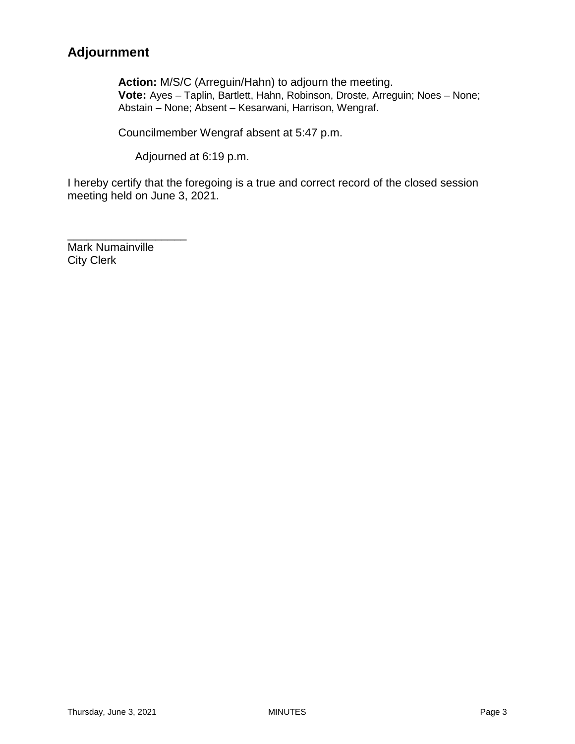## Adjournment

**Action:** M/S/C (Arreguin/Hahn) to adjourn the meeting.
**Vote:** Ayes – Taplin, Bartlett, Hahn, Robinson, Droste, Arreguin; Noes – None; Abstain – None; Absent – Kesarwani, Harrison, Wengraf.

Councilmember Wengraf absent at 5:47 p.m.

Adjourned at 6:19 p.m.

I hereby certify that the foregoing is a true and correct record of the closed session meeting held on June 3, 2021.

\_\_\_\_\_\_\_\_\_\_\_\_\_\_\_\_\_\_\_\_

Mark Numainville
City Clerk